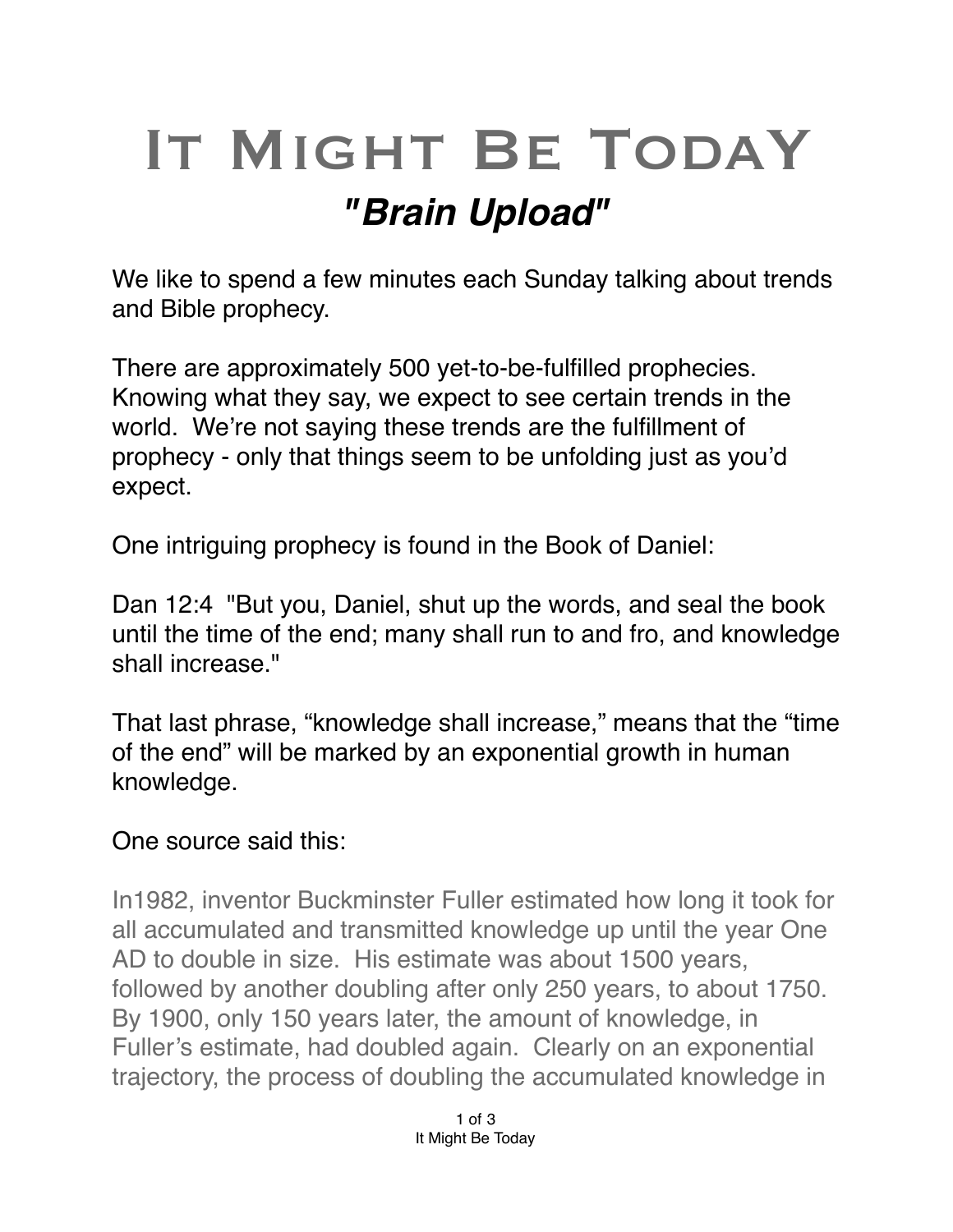# It Might Be Today

## *"Brain Upload"*

We like to spend a few minutes each Sunday talking about trends and Bible prophecy.

There are approximately 500 yet-to-be-fulfilled prophecies. Knowing what they say, we expect to see certain trends in the world. We're not saying these trends are the fulfillment of prophecy - only that things seem to be unfolding just as you'd expect.

One intriguing prophecy is found in the Book of Daniel:

Dan 12:4 "But you, Daniel, shut up the words, and seal the book until the time of the end; many shall run to and fro, and knowledge shall increase."

That last phrase, "knowledge shall increase," means that the "time of the end" will be marked by an exponential growth in human knowledge.

One source said this:

In1982, inventor Buckminster Fuller estimated how long it took for all accumulated and transmitted knowledge up until the year One AD to double in size. His estimate was about 1500 years, followed by another doubling after only 250 years, to about 1750. By 1900, only 150 years later, the amount of knowledge, in Fuller's estimate, had doubled again. Clearly on an exponential trajectory, the process of doubling the accumulated knowledge in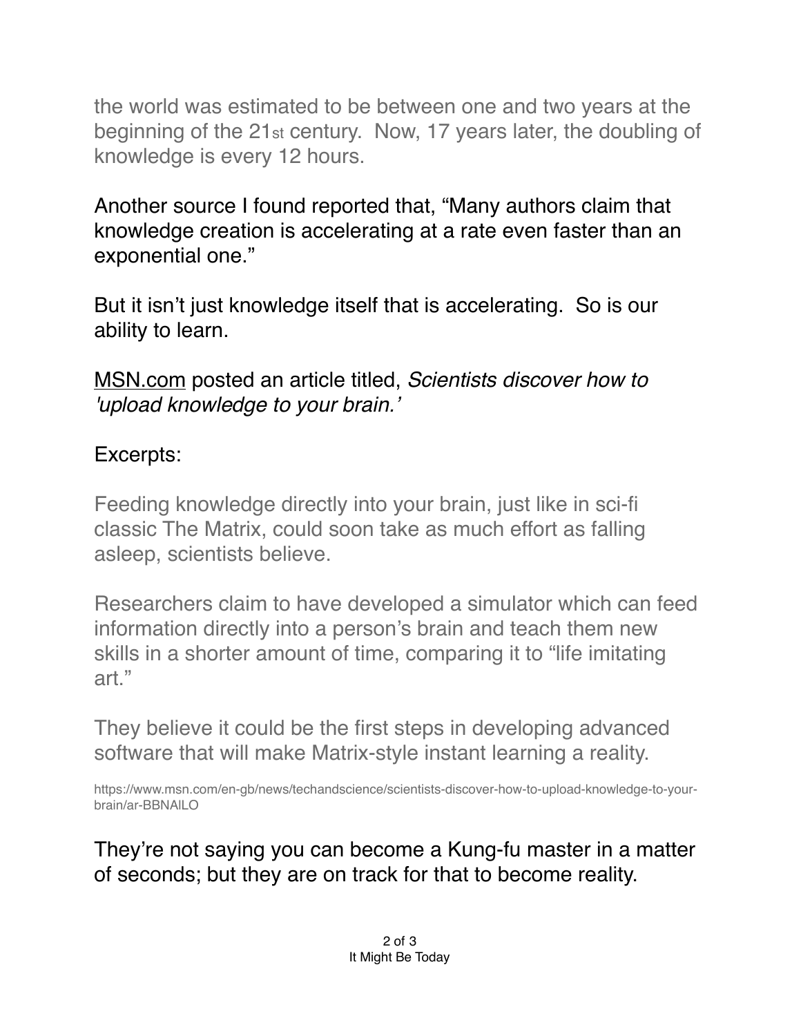the world was estimated to be between one and two years at the beginning of the 21st century. Now, 17 years later, the doubling of knowledge is every 12 hours.

Another source I found reported that, “Many authors claim that knowledge creation is accelerating at a rate even faster than an exponential one.”

But it isn’t just knowledge itself that is accelerating. So is our ability to learn.

MSN.com posted an article titled, *Scientists discover how to 'upload knowledge to your brain.'*

Excerpts:

> Feeding knowledge directly into your brain, just like in sci-fi classic The Matrix, could soon take as much effort as falling asleep, scientists believe.
>
> Researchers claim to have developed a simulator which can feed information directly into a person’s brain and teach them new skills in a shorter amount of time, comparing it to “life imitating art.”
>
> They believe it could be the first steps in developing advanced software that will make Matrix-style instant learning a reality.

https://www.msn.com/en-gb/news/techandscience/scientists-discover-how-to-upload-knowledge-to-your-brain/ar-BBNAlLO

They’re not saying you can become a Kung-fu master in a matter of seconds; but they are on track for that to become reality.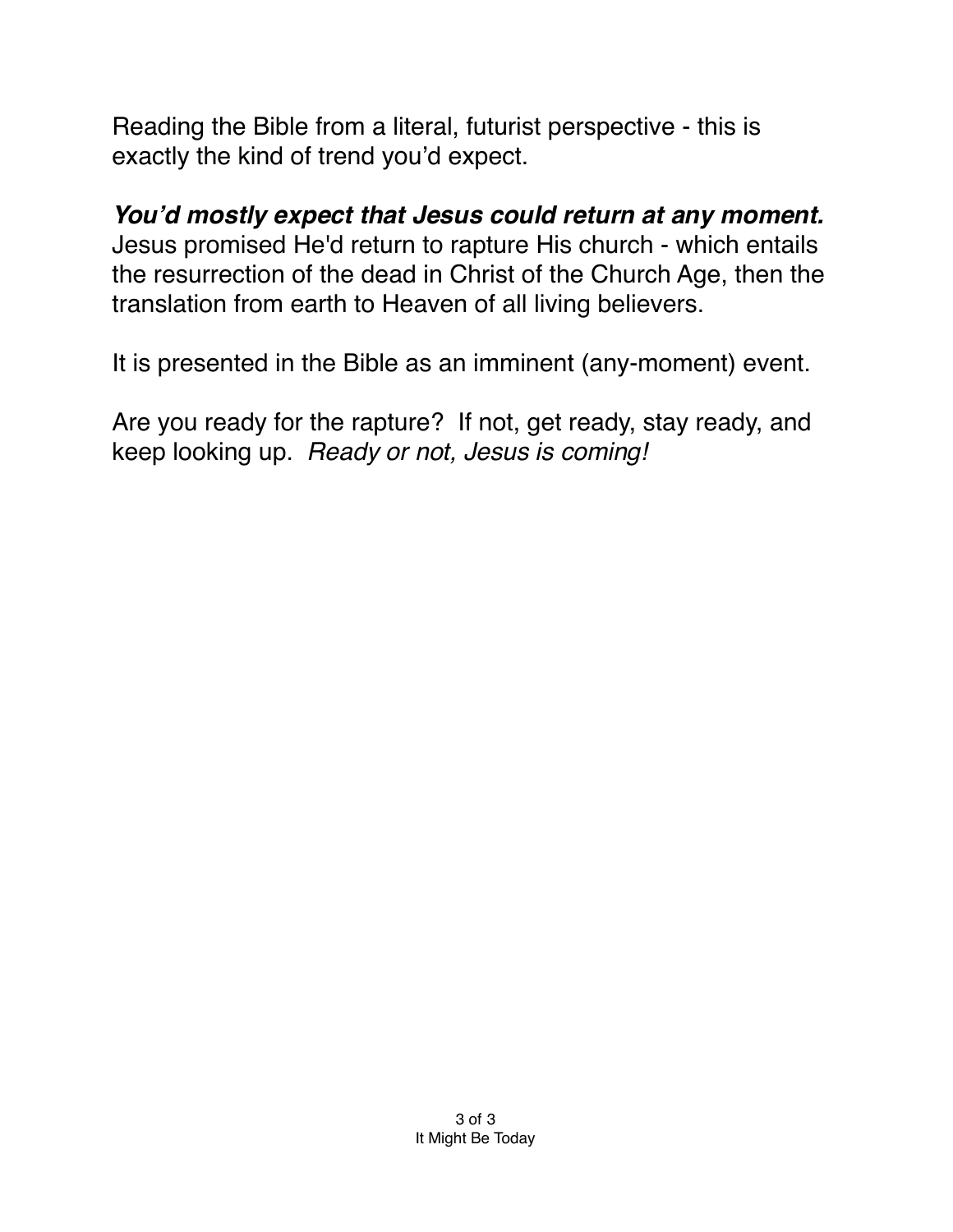Reading the Bible from a literal, futurist perspective - this is exactly the kind of trend you'd expect.

***You'd mostly expect that Jesus could return at any moment.*** Jesus promised He'd return to rapture His church - which entails the resurrection of the dead in Christ of the Church Age, then the translation from earth to Heaven of all living believers.

It is presented in the Bible as an imminent (any-moment) event.

Are you ready for the rapture? If not, get ready, stay ready, and keep looking up. *Ready or not, Jesus is coming!*